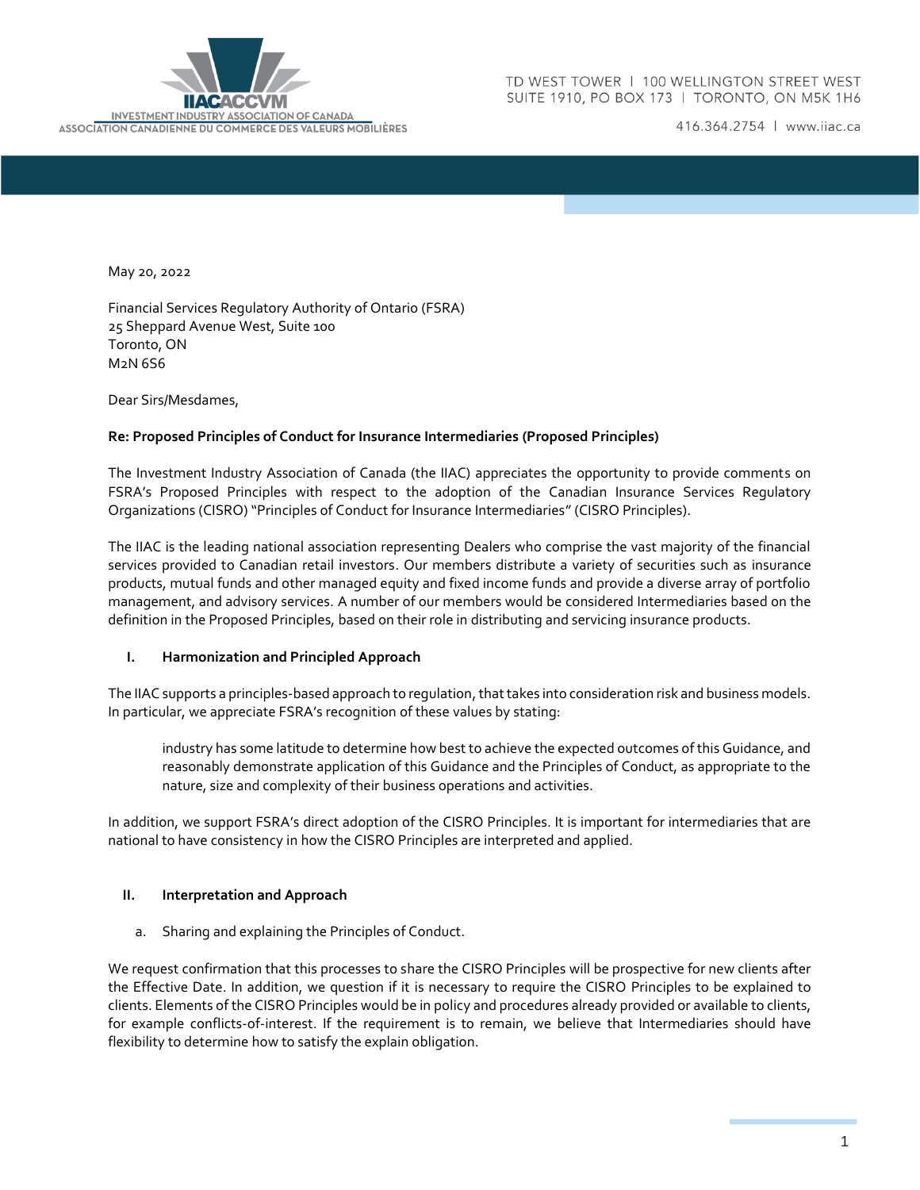INVESTMENT INDUSTRY ASSOCIATION OF CANADA
ASSOCIATION CANADIENNE DU COMMERCE DES VALEURS MOBILIÈRES

TD WEST TOWER | 100 WELLINGTON STREET WEST
SUITE 1910, PO BOX 173 | TORONTO, ON M5K 1H6

416.364.2754 | www.iiac.ca

May 20, 2022

Financial Services Regulatory Authority of Ontario (FSRA)
25 Sheppard Avenue West, Suite 100
Toronto, ON
M2N 6S6

Dear Sirs/Mesdames,

**Re: Proposed Principles of Conduct for Insurance Intermediaries (Proposed Principles)**

The Investment Industry Association of Canada (the IIAC) appreciates the opportunity to provide comments on FSRA's Proposed Principles with respect to the adoption of the Canadian Insurance Services Regulatory Organizations (CISRO) "Principles of Conduct for Insurance Intermediaries" (CISRO Principles).

The IIAC is the leading national association representing Dealers who comprise the vast majority of the financial services provided to Canadian retail investors. Our members distribute a variety of securities such as insurance products, mutual funds and other managed equity and fixed income funds and provide a diverse array of portfolio management, and advisory services. A number of our members would be considered Intermediaries based on the definition in the Proposed Principles, based on their role in distributing and servicing insurance products.

## I. Harmonization and Principled Approach

The IIAC supports a principles-based approach to regulation, that takes into consideration risk and business models. In particular, we appreciate FSRA's recognition of these values by stating:

> industry has some latitude to determine how best to achieve the expected outcomes of this Guidance, and reasonably demonstrate application of this Guidance and the Principles of Conduct, as appropriate to the nature, size and complexity of their business operations and activities.

In addition, we support FSRA's direct adoption of the CISRO Principles. It is important for intermediaries that are national to have consistency in how the CISRO Principles are interpreted and applied.

## II. Interpretation and Approach

a. Sharing and explaining the Principles of Conduct.

We request confirmation that this processes to share the CISRO Principles will be prospective for new clients after the Effective Date. In addition, we question if it is necessary to require the CISRO Principles to be explained to clients. Elements of the CISRO Principles would be in policy and procedures already provided or available to clients, for example conflicts-of-interest. If the requirement is to remain, we believe that Intermediaries should have flexibility to determine how to satisfy the explain obligation.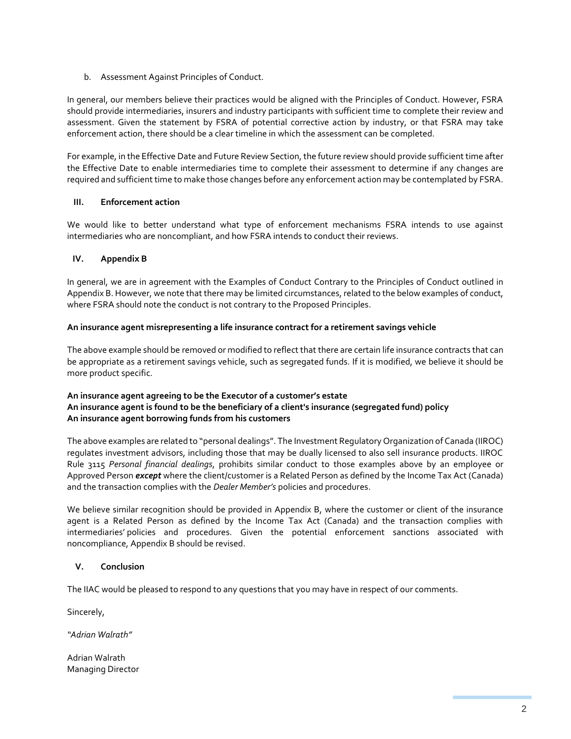b. Assessment Against Principles of Conduct.

In general, our members believe their practices would be aligned with the Principles of Conduct. However, FSRA should provide intermediaries, insurers and industry participants with sufficient time to complete their review and assessment. Given the statement by FSRA of potential corrective action by industry, or that FSRA may take enforcement action, there should be a clear timeline in which the assessment can be completed.

For example, in the Effective Date and Future Review Section, the future review should provide sufficient time after the Effective Date to enable intermediaries time to complete their assessment to determine if any changes are required and sufficient time to make those changes before any enforcement action may be contemplated by FSRA.

## III. Enforcement action

We would like to better understand what type of enforcement mechanisms FSRA intends to use against intermediaries who are noncompliant, and how FSRA intends to conduct their reviews.

## IV. Appendix B

In general, we are in agreement with the Examples of Conduct Contrary to the Principles of Conduct outlined in Appendix B. However, we note that there may be limited circumstances, related to the below examples of conduct, where FSRA should note the conduct is not contrary to the Proposed Principles.

**An insurance agent misrepresenting a life insurance contract for a retirement savings vehicle**

The above example should be removed or modified to reflect that there are certain life insurance contracts that can be appropriate as a retirement savings vehicle, such as segregated funds. If it is modified, we believe it should be more product specific.

**An insurance agent agreeing to be the Executor of a customer's estate**
**An insurance agent is found to be the beneficiary of a client's insurance (segregated fund) policy**
**An insurance agent borrowing funds from his customers**

The above examples are related to "personal dealings". The Investment Regulatory Organization of Canada (IIROC) regulates investment advisors, including those that may be dually licensed to also sell insurance products. IIROC Rule 3115 *Personal financial dealings*, prohibits similar conduct to those examples above by an employee or Approved Person ***except*** where the client/customer is a Related Person as defined by the Income Tax Act (Canada) and the transaction complies with the *Dealer Member's* policies and procedures.

We believe similar recognition should be provided in Appendix B, where the customer or client of the insurance agent is a Related Person as defined by the Income Tax Act (Canada) and the transaction complies with intermediaries' policies and procedures. Given the potential enforcement sanctions associated with noncompliance, Appendix B should be revised.

## V. Conclusion

The IIAC would be pleased to respond to any questions that you may have in respect of our comments.

Sincerely,

*"Adrian Walrath"*

Adrian Walrath
Managing Director